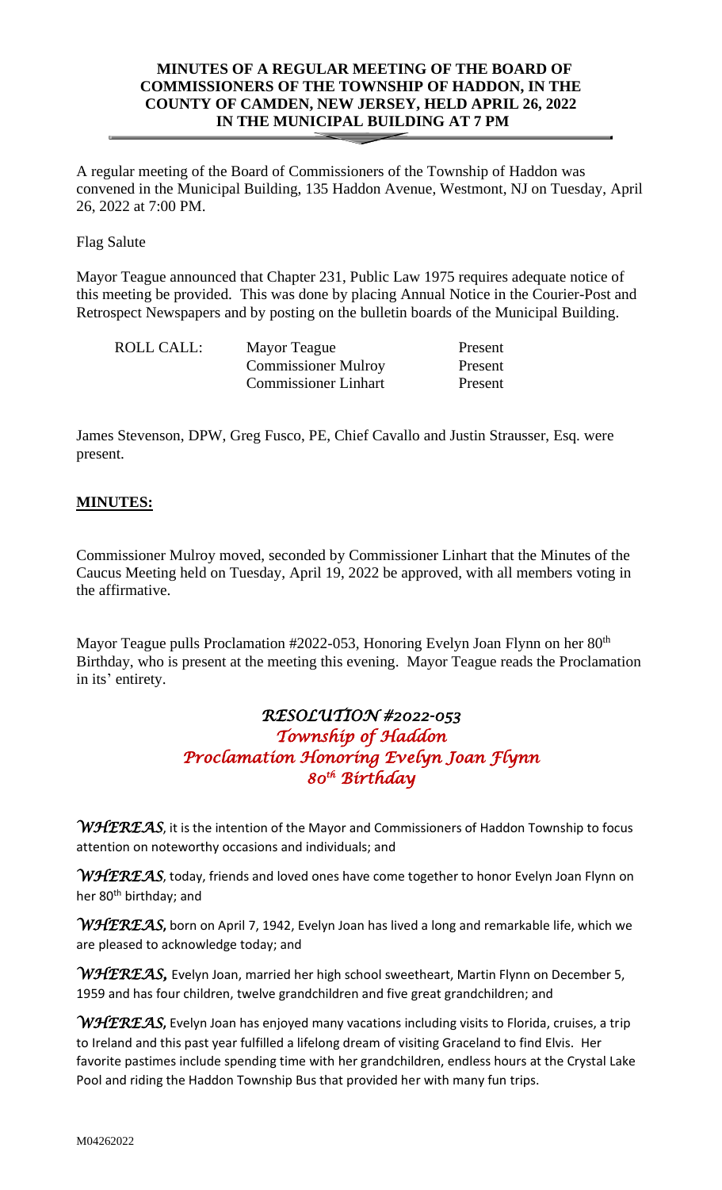# MINUTES OF A REGULAR MEETING OF THE BOARD OF COMMISSIONERS OF THE TOWNSHIP OF HADDON, IN THE COUNTY OF CAMDEN, NEW JERSEY, HELD APRIL 26, 2022 IN THE MUNICIPAL BUILDING AT 7 PM

A regular meeting of the Board of Commissioners of the Township of Haddon was convened in the Municipal Building, 135 Haddon Avenue, Westmont, NJ on Tuesday, April 26, 2022 at 7:00 PM.

Flag Salute

Mayor Teague announced that Chapter 231, Public Law 1975 requires adequate notice of this meeting be provided. This was done by placing Annual Notice in the Courier-Post and Retrospect Newspapers and by posting on the bulletin boards of the Municipal Building.

| ROLL CALL: | Mayor Teague | Present |
|---|---|---|
| | Commissioner Mulroy | Present |
| | Commissioner Linhart | Present |

James Stevenson, DPW, Greg Fusco, PE, Chief Cavallo and Justin Strausser, Esq. were present.

**MINUTES:**

Commissioner Mulroy moved, seconded by Commissioner Linhart that the Minutes of the Caucus Meeting held on Tuesday, April 19, 2022 be approved, with all members voting in the affirmative.

Mayor Teague pulls Proclamation #2022-053, Honoring Evelyn Joan Flynn on her 80th Birthday, who is present at the meeting this evening. Mayor Teague reads the Proclamation in its' entirety.

## *RESOLUTION #2022-053*
## *Township of Haddon*
## *Proclamation Honoring Evelyn Joan Flynn*
## *80th Birthday*

*WHEREAS*, it is the intention of the Mayor and Commissioners of Haddon Township to focus attention on noteworthy occasions and individuals; and

*WHEREAS*, today, friends and loved ones have come together to honor Evelyn Joan Flynn on her 80th birthday; and

*WHEREAS*, born on April 7, 1942, Evelyn Joan has lived a long and remarkable life, which we are pleased to acknowledge today; and

*WHEREAS*, Evelyn Joan, married her high school sweetheart, Martin Flynn on December 5, 1959 and has four children, twelve grandchildren and five great grandchildren; and

*WHEREAS*, Evelyn Joan has enjoyed many vacations including visits to Florida, cruises, a trip to Ireland and this past year fulfilled a lifelong dream of visiting Graceland to find Elvis. Her favorite pastimes include spending time with her grandchildren, endless hours at the Crystal Lake Pool and riding the Haddon Township Bus that provided her with many fun trips.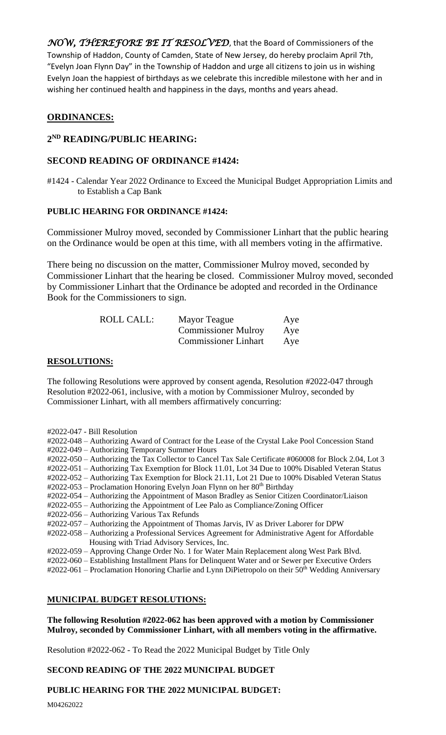*NOW, THEREFORE BE IT RESOLVED*, that the Board of Commissioners of the Township of Haddon, County of Camden, State of New Jersey, do hereby proclaim April 7th, "Evelyn Joan Flynn Day" in the Township of Haddon and urge all citizens to join us in wishing Evelyn Joan the happiest of birthdays as we celebrate this incredible milestone with her and in wishing her continued health and happiness in the days, months and years ahead.

## ORDINANCES:

### 2ND READING/PUBLIC HEARING:

### SECOND READING OF ORDINANCE #1424:

#1424 - Calendar Year 2022 Ordinance to Exceed the Municipal Budget Appropriation Limits and to Establish a Cap Bank

### PUBLIC HEARING FOR ORDINANCE #1424:

Commissioner Mulroy moved, seconded by Commissioner Linhart that the public hearing on the Ordinance would be open at this time, with all members voting in the affirmative.

There being no discussion on the matter, Commissioner Mulroy moved, seconded by Commissioner Linhart that the hearing be closed. Commissioner Mulroy moved, seconded by Commissioner Linhart that the Ordinance be adopted and recorded in the Ordinance Book for the Commissioners to sign.

| ROLL CALL: | Mayor Teague | Aye |
|---|---|---|
| | Commissioner Mulroy | Aye |
| | Commissioner Linhart | Aye |

## RESOLUTIONS:

The following Resolutions were approved by consent agenda, Resolution #2022-047 through Resolution #2022-061, inclusive, with a motion by Commissioner Mulroy, seconded by Commissioner Linhart, with all members affirmatively concurring:

#2022-047 - Bill Resolution
#2022-048 – Authorizing Award of Contract for the Lease of the Crystal Lake Pool Concession Stand
#2022-049 – Authorizing Temporary Summer Hours
#2022-050 – Authorizing the Tax Collector to Cancel Tax Sale Certificate #060008 for Block 2.04, Lot 3
#2022-051 – Authorizing Tax Exemption for Block 11.01, Lot 34 Due to 100% Disabled Veteran Status
#2022-052 – Authorizing Tax Exemption for Block 21.11, Lot 21 Due to 100% Disabled Veteran Status
#2022-053 – Proclamation Honoring Evelyn Joan Flynn on her 80th Birthday
#2022-054 – Authorizing the Appointment of Mason Bradley as Senior Citizen Coordinator/Liaison
#2022-055 – Authorizing the Appointment of Lee Palo as Compliance/Zoning Officer
#2022-056 – Authorizing Various Tax Refunds
#2022-057 – Authorizing the Appointment of Thomas Jarvis, IV as Driver Laborer for DPW
#2022-058 – Authorizing a Professional Services Agreement for Administrative Agent for Affordable Housing with Triad Advisory Services, Inc.
#2022-059 – Approving Change Order No. 1 for Water Main Replacement along West Park Blvd.
#2022-060 – Establishing Installment Plans for Delinquent Water and or Sewer per Executive Orders
#2022-061 – Proclamation Honoring Charlie and Lynn DiPietropolo on their 50th Wedding Anniversary

## MUNICIPAL BUDGET RESOLUTIONS:

**The following Resolution #2022-062 has been approved with a motion by Commissioner Mulroy, seconded by Commissioner Linhart, with all members voting in the affirmative.**

Resolution #2022-062 - To Read the 2022 Municipal Budget by Title Only

### SECOND READING OF THE 2022 MUNICIPAL BUDGET

### PUBLIC HEARING FOR THE 2022 MUNICIPAL BUDGET:

M04262022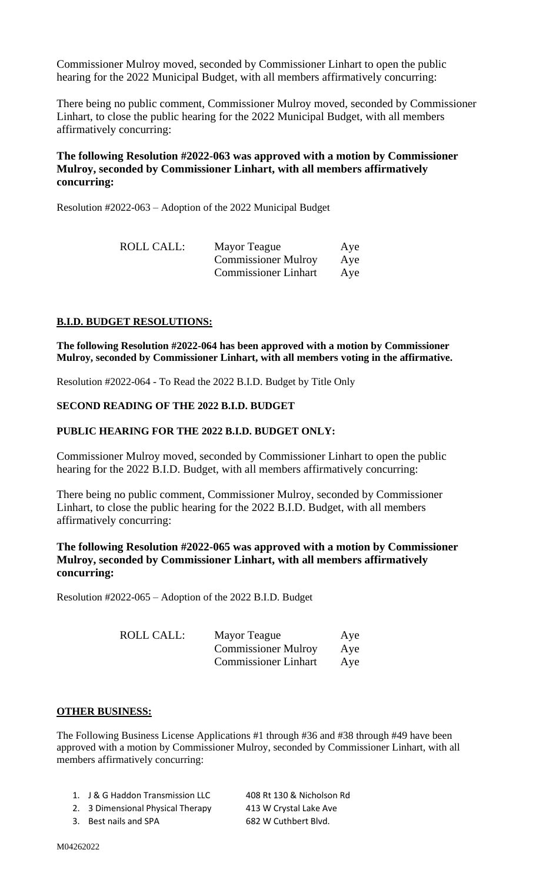Commissioner Mulroy moved, seconded by Commissioner Linhart to open the public hearing for the 2022 Municipal Budget, with all members affirmatively concurring:

There being no public comment, Commissioner Mulroy moved, seconded by Commissioner Linhart, to close the public hearing for the 2022 Municipal Budget, with all members affirmatively concurring:

**The following Resolution #2022-063 was approved with a motion by Commissioner Mulroy, seconded by Commissioner Linhart, with all members affirmatively concurring:**

Resolution #2022-063 – Adoption of the 2022 Municipal Budget

| ROLL CALL: | Mayor Teague | Aye |
|---|---|---|
| | Commissioner Mulroy | Aye |
| | Commissioner Linhart | Aye |

**B.I.D. BUDGET RESOLUTIONS:**

**The following Resolution #2022-064 has been approved with a motion by Commissioner Mulroy, seconded by Commissioner Linhart, with all members voting in the affirmative.**

Resolution #2022-064 - To Read the 2022 B.I.D. Budget by Title Only

**SECOND READING OF THE 2022 B.I.D. BUDGET**

**PUBLIC HEARING FOR THE 2022 B.I.D. BUDGET ONLY:**

Commissioner Mulroy moved, seconded by Commissioner Linhart to open the public hearing for the 2022 B.I.D. Budget, with all members affirmatively concurring:

There being no public comment, Commissioner Mulroy, seconded by Commissioner Linhart, to close the public hearing for the 2022 B.I.D. Budget, with all members affirmatively concurring:

**The following Resolution #2022-065 was approved with a motion by Commissioner Mulroy, seconded by Commissioner Linhart, with all members affirmatively concurring:**

Resolution #2022-065 – Adoption of the 2022 B.I.D. Budget

| ROLL CALL: | Mayor Teague | Aye |
|---|---|---|
| | Commissioner Mulroy | Aye |
| | Commissioner Linhart | Aye |

**OTHER BUSINESS:**

The Following Business License Applications #1 through #36 and #38 through #49 have been approved with a motion by Commissioner Mulroy, seconded by Commissioner Linhart, with all members affirmatively concurring:

1. J & G Haddon Transmission LLC — 408 Rt 130 & Nicholson Rd
2. 3 Dimensional Physical Therapy — 413 W Crystal Lake Ave
3. Best nails and SPA — 682 W Cuthbert Blvd.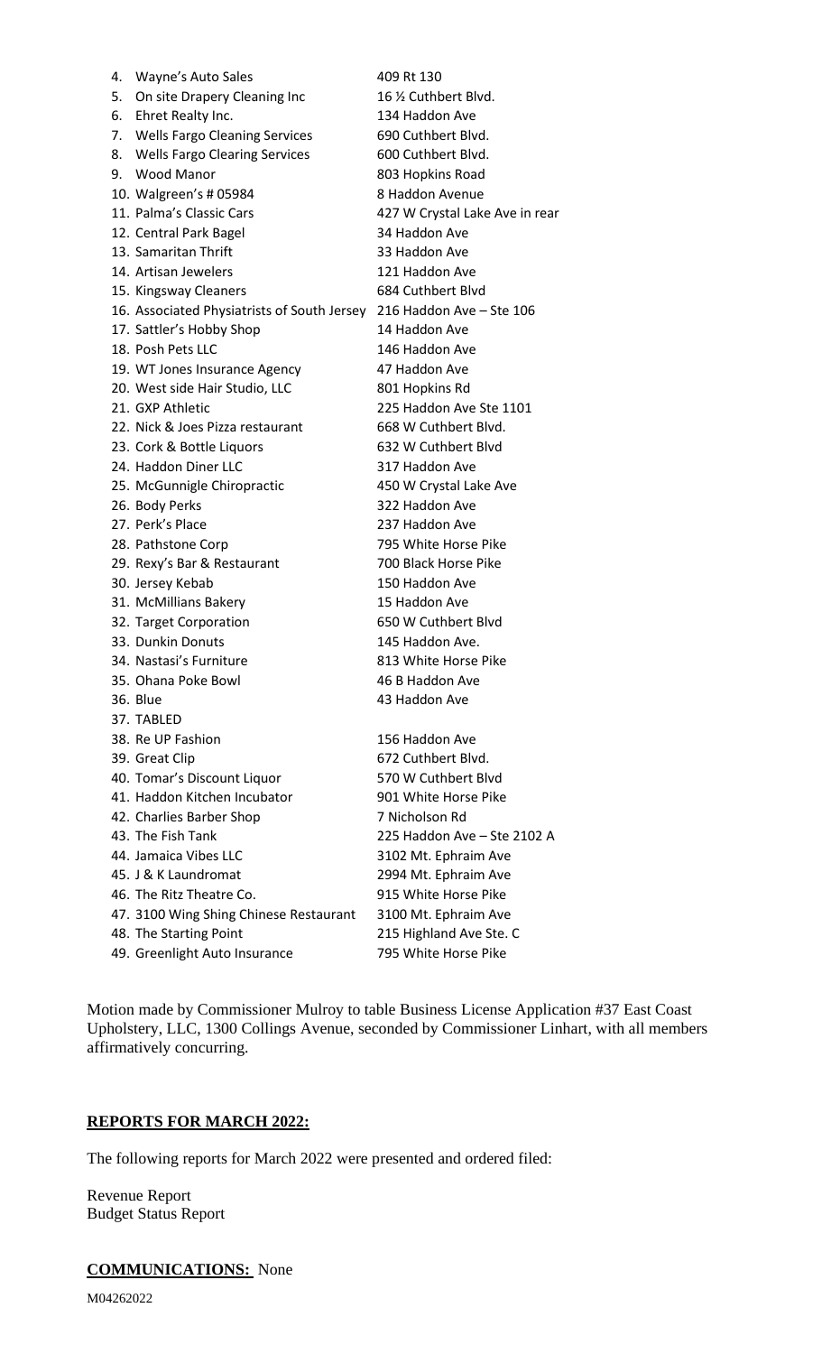4. Wayne's Auto Sales 409 Rt 130
5. On site Drapery Cleaning Inc 16 ½ Cuthbert Blvd.
6. Ehret Realty Inc. 134 Haddon Ave
7. Wells Fargo Cleaning Services 690 Cuthbert Blvd.
8. Wells Fargo Clearing Services 600 Cuthbert Blvd.
9. Wood Manor 803 Hopkins Road
10. Walgreen's # 05984 8 Haddon Avenue
11. Palma's Classic Cars 427 W Crystal Lake Ave in rear
12. Central Park Bagel 34 Haddon Ave
13. Samaritan Thrift 33 Haddon Ave
14. Artisan Jewelers 121 Haddon Ave
15. Kingsway Cleaners 684 Cuthbert Blvd
16. Associated Physiatrists of South Jersey 216 Haddon Ave – Ste 106
17. Sattler's Hobby Shop 14 Haddon Ave
18. Posh Pets LLC 146 Haddon Ave
19. WT Jones Insurance Agency 47 Haddon Ave
20. West side Hair Studio, LLC 801 Hopkins Rd
21. GXP Athletic 225 Haddon Ave Ste 1101
22. Nick & Joes Pizza restaurant 668 W Cuthbert Blvd.
23. Cork & Bottle Liquors 632 W Cuthbert Blvd
24. Haddon Diner LLC 317 Haddon Ave
25. McGunnigle Chiropractic 450 W Crystal Lake Ave
26. Body Perks 322 Haddon Ave
27. Perk's Place 237 Haddon Ave
28. Pathstone Corp 795 White Horse Pike
29. Rexy's Bar & Restaurant 700 Black Horse Pike
30. Jersey Kebab 150 Haddon Ave
31. McMillians Bakery 15 Haddon Ave
32. Target Corporation 650 W Cuthbert Blvd
33. Dunkin Donuts 145 Haddon Ave.
34. Nastasi's Furniture 813 White Horse Pike
35. Ohana Poke Bowl 46 B Haddon Ave
36. Blue 43 Haddon Ave
37. TABLED
38. Re UP Fashion 156 Haddon Ave
39. Great Clip 672 Cuthbert Blvd.
40. Tomar's Discount Liquor 570 W Cuthbert Blvd
41. Haddon Kitchen Incubator 901 White Horse Pike
42. Charlies Barber Shop 7 Nicholson Rd
43. The Fish Tank 225 Haddon Ave – Ste 2102 A
44. Jamaica Vibes LLC 3102 Mt. Ephraim Ave
45. J & K Laundromat 2994 Mt. Ephraim Ave
46. The Ritz Theatre Co. 915 White Horse Pike
47. 3100 Wing Shing Chinese Restaurant 3100 Mt. Ephraim Ave
48. The Starting Point 215 Highland Ave Ste. C
49. Greenlight Auto Insurance 795 White Horse Pike

Motion made by Commissioner Mulroy to table Business License Application #37 East Coast Upholstery, LLC, 1300 Collings Avenue, seconded by Commissioner Linhart, with all members affirmatively concurring.

## REPORTS FOR MARCH 2022:

The following reports for March 2022 were presented and ordered filed:

Revenue Report
Budget Status Report

## COMMUNICATIONS: None

M04262022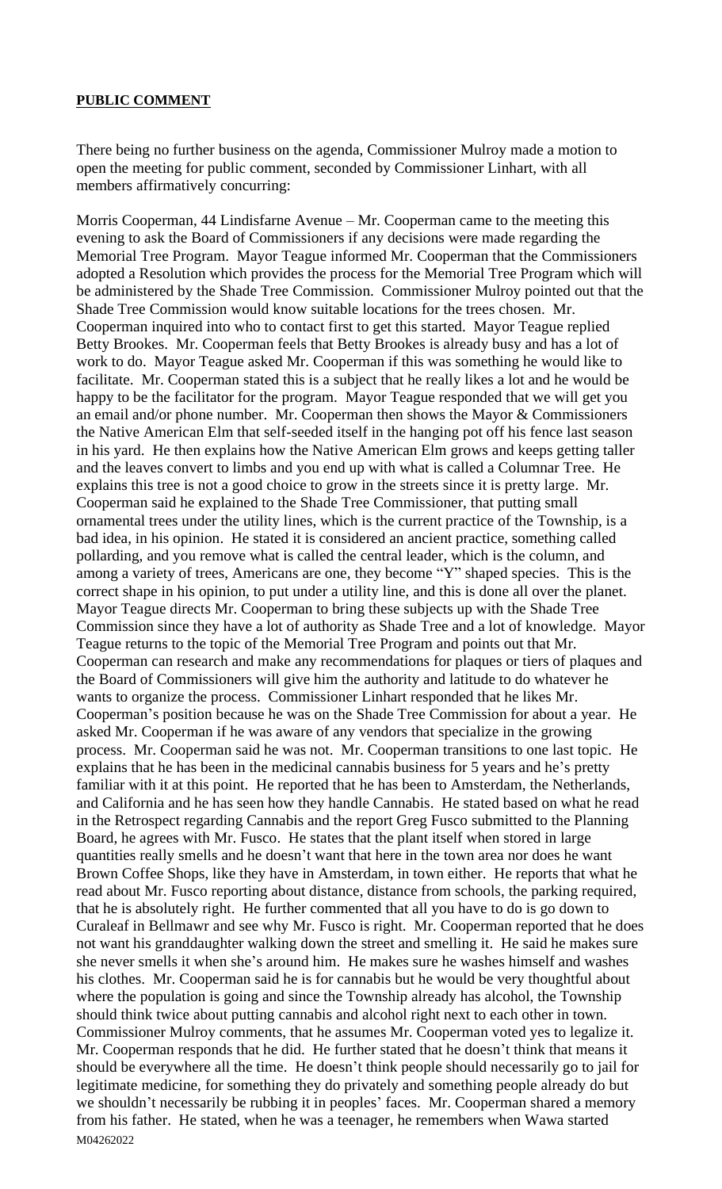**PUBLIC COMMENT**

There being no further business on the agenda, Commissioner Mulroy made a motion to open the meeting for public comment, seconded by Commissioner Linhart, with all members affirmatively concurring:

Morris Cooperman, 44 Lindisfarne Avenue – Mr. Cooperman came to the meeting this evening to ask the Board of Commissioners if any decisions were made regarding the Memorial Tree Program. Mayor Teague informed Mr. Cooperman that the Commissioners adopted a Resolution which provides the process for the Memorial Tree Program which will be administered by the Shade Tree Commission. Commissioner Mulroy pointed out that the Shade Tree Commission would know suitable locations for the trees chosen. Mr. Cooperman inquired into who to contact first to get this started. Mayor Teague replied Betty Brookes. Mr. Cooperman feels that Betty Brookes is already busy and has a lot of work to do. Mayor Teague asked Mr. Cooperman if this was something he would like to facilitate. Mr. Cooperman stated this is a subject that he really likes a lot and he would be happy to be the facilitator for the program. Mayor Teague responded that we will get you an email and/or phone number. Mr. Cooperman then shows the Mayor & Commissioners the Native American Elm that self-seeded itself in the hanging pot off his fence last season in his yard. He then explains how the Native American Elm grows and keeps getting taller and the leaves convert to limbs and you end up with what is called a Columnar Tree. He explains this tree is not a good choice to grow in the streets since it is pretty large. Mr. Cooperman said he explained to the Shade Tree Commissioner, that putting small ornamental trees under the utility lines, which is the current practice of the Township, is a bad idea, in his opinion. He stated it is considered an ancient practice, something called pollarding, and you remove what is called the central leader, which is the column, and among a variety of trees, Americans are one, they become "Y" shaped species. This is the correct shape in his opinion, to put under a utility line, and this is done all over the planet. Mayor Teague directs Mr. Cooperman to bring these subjects up with the Shade Tree Commission since they have a lot of authority as Shade Tree and a lot of knowledge. Mayor Teague returns to the topic of the Memorial Tree Program and points out that Mr. Cooperman can research and make any recommendations for plaques or tiers of plaques and the Board of Commissioners will give him the authority and latitude to do whatever he wants to organize the process. Commissioner Linhart responded that he likes Mr. Cooperman's position because he was on the Shade Tree Commission for about a year. He asked Mr. Cooperman if he was aware of any vendors that specialize in the growing process. Mr. Cooperman said he was not. Mr. Cooperman transitions to one last topic. He explains that he has been in the medicinal cannabis business for 5 years and he's pretty familiar with it at this point. He reported that he has been to Amsterdam, the Netherlands, and California and he has seen how they handle Cannabis. He stated based on what he read in the Retrospect regarding Cannabis and the report Greg Fusco submitted to the Planning Board, he agrees with Mr. Fusco. He states that the plant itself when stored in large quantities really smells and he doesn't want that here in the town area nor does he want Brown Coffee Shops, like they have in Amsterdam, in town either. He reports that what he read about Mr. Fusco reporting about distance, distance from schools, the parking required, that he is absolutely right. He further commented that all you have to do is go down to Curaleaf in Bellmawr and see why Mr. Fusco is right. Mr. Cooperman reported that he does not want his granddaughter walking down the street and smelling it. He said he makes sure she never smells it when she's around him. He makes sure he washes himself and washes his clothes. Mr. Cooperman said he is for cannabis but he would be very thoughtful about where the population is going and since the Township already has alcohol, the Township should think twice about putting cannabis and alcohol right next to each other in town. Commissioner Mulroy comments, that he assumes Mr. Cooperman voted yes to legalize it. Mr. Cooperman responds that he did. He further stated that he doesn't think that means it should be everywhere all the time. He doesn't think people should necessarily go to jail for legitimate medicine, for something they do privately and something people already do but we shouldn't necessarily be rubbing it in peoples' faces. Mr. Cooperman shared a memory from his father. He stated, when he was a teenager, he remembers when Wawa started

M04262022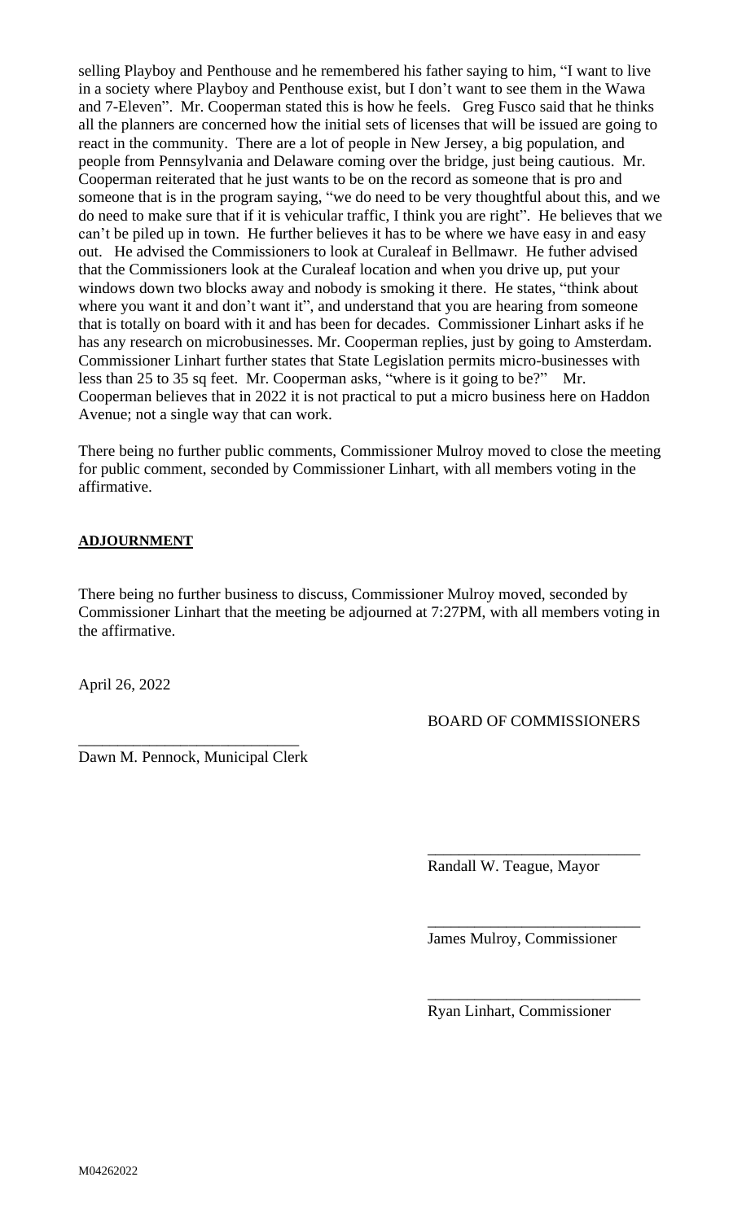selling Playboy and Penthouse and he remembered his father saying to him, "I want to live in a society where Playboy and Penthouse exist, but I don't want to see them in the Wawa and 7-Eleven". Mr. Cooperman stated this is how he feels. Greg Fusco said that he thinks all the planners are concerned how the initial sets of licenses that will be issued are going to react in the community. There are a lot of people in New Jersey, a big population, and people from Pennsylvania and Delaware coming over the bridge, just being cautious. Mr. Cooperman reiterated that he just wants to be on the record as someone that is pro and someone that is in the program saying, "we do need to be very thoughtful about this, and we do need to make sure that if it is vehicular traffic, I think you are right". He believes that we can't be piled up in town. He further believes it has to be where we have easy in and easy out. He advised the Commissioners to look at Curaleaf in Bellmawr. He futher advised that the Commissioners look at the Curaleaf location and when you drive up, put your windows down two blocks away and nobody is smoking it there. He states, "think about where you want it and don't want it", and understand that you are hearing from someone that is totally on board with it and has been for decades. Commissioner Linhart asks if he has any research on microbusinesses. Mr. Cooperman replies, just by going to Amsterdam. Commissioner Linhart further states that State Legislation permits micro-businesses with less than 25 to 35 sq feet. Mr. Cooperman asks, "where is it going to be?" Mr. Cooperman believes that in 2022 it is not practical to put a micro business here on Haddon Avenue; not a single way that can work.

There being no further public comments, Commissioner Mulroy moved to close the meeting for public comment, seconded by Commissioner Linhart, with all members voting in the affirmative.

**ADJOURNMENT**

There being no further business to discuss, Commissioner Mulroy moved, seconded by Commissioner Linhart that the meeting be adjourned at 7:27PM, with all members voting in the affirmative.

April 26, 2022

BOARD OF COMMISSIONERS

____________________________
Dawn M. Pennock, Municipal Clerk

____________________________
Randall W. Teague, Mayor

____________________________
James Mulroy, Commissioner

____________________________
Ryan Linhart, Commissioner

M04262022